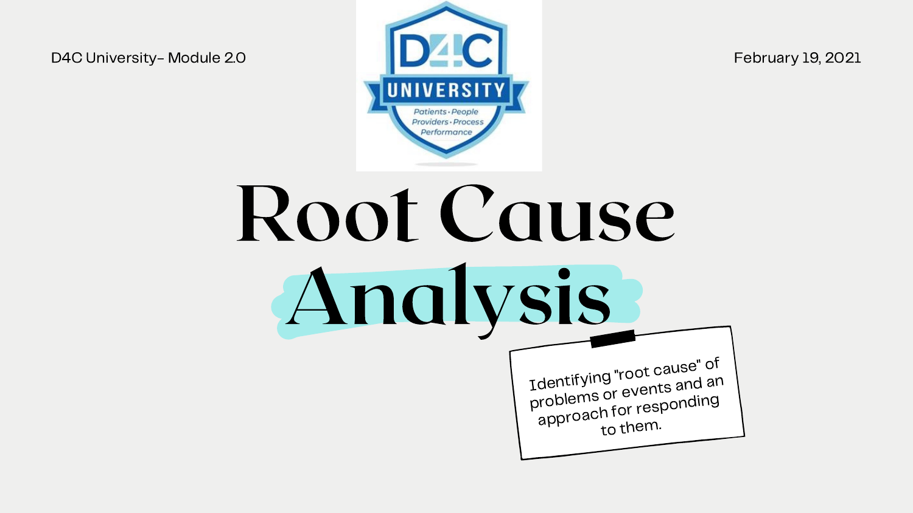D4C University- Module 2.0

February 19, 2021

# Root Cause Analysis

Identifying "root cause" of problems or events and an approach for responding to them.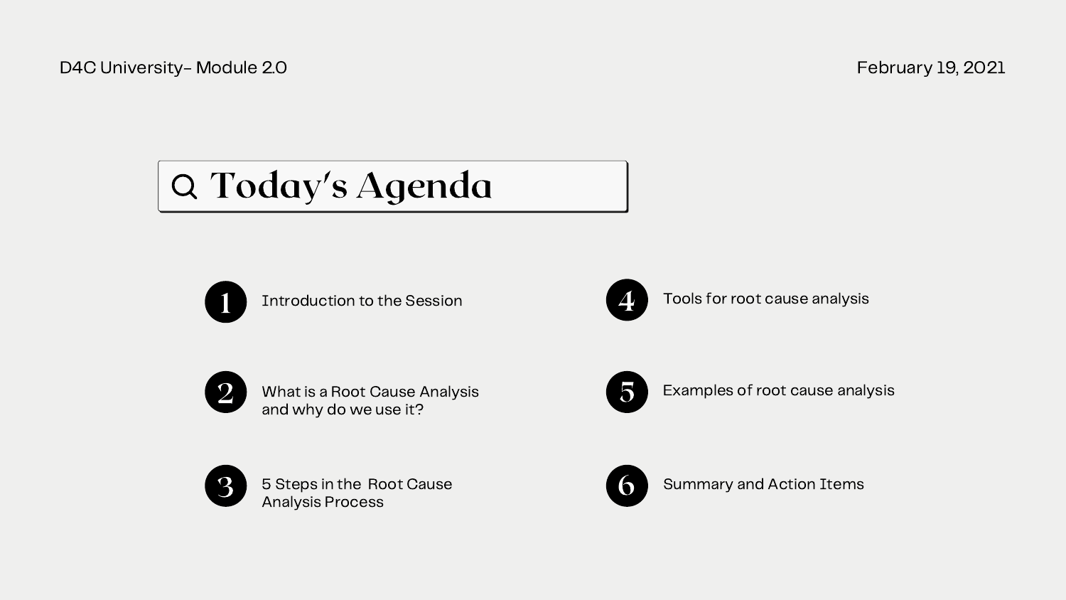D4C University- Module 2.0

February 19, 2021

# Today's Agenda

1. Introduction to the Session
2. What is a Root Cause Analysis and why do we use it?
3. 5 Steps in the Root Cause Analysis Process
4. Tools for root cause analysis
5. Examples of root cause analysis
6. Summary and Action Items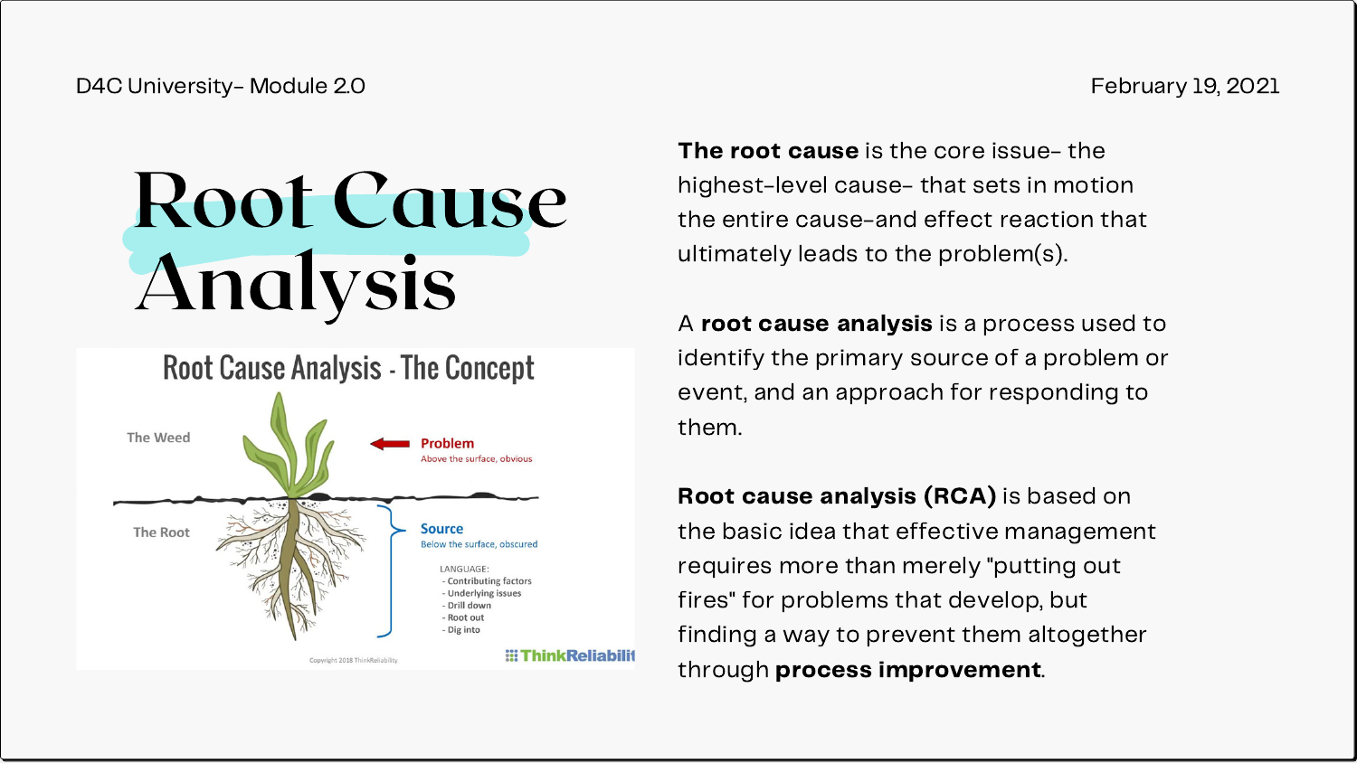# Root Cause Analysis

## Root Cause Analysis - The Concept

The Weed — **Problem**: Above the surface, obvious

The Root — **Source**: Below the surface, obscured

LANGUAGE:
- Contributing factors
- Underlying issues
- Drill down
- Root out
- Dig into

Copyright 2018 ThinkReliability

**The root cause** is the core issue- the highest-level cause- that sets in motion the entire cause-and effect reaction that ultimately leads to the problem(s).

A **root cause analysis** is a process used to identify the primary source of a problem or event, and an approach for responding to them.

**Root cause analysis (RCA)** is based on the basic idea that effective management requires more than merely "putting out fires" for problems that develop, but finding a way to prevent them altogether through **process improvement**.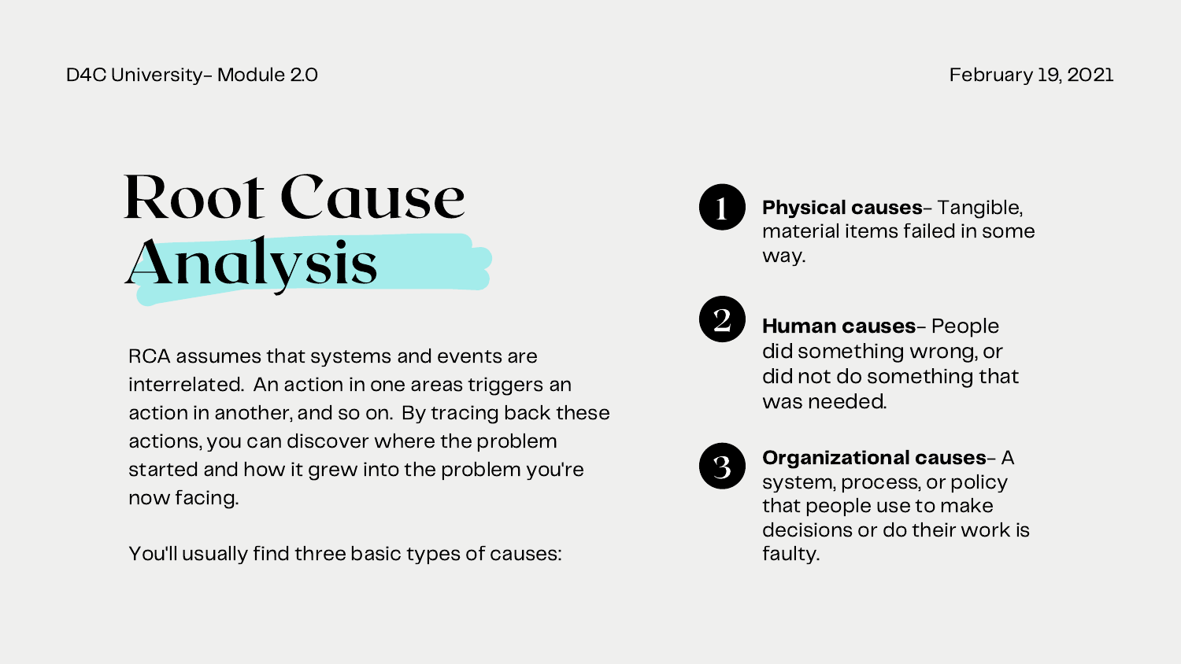# Root Cause Analysis

RCA assumes that systems and events are interrelated. An action in one areas triggers an action in another, and so on. By tracing back these actions, you can discover where the problem started and how it grew into the problem you're now facing.

You'll usually find three basic types of causes:

1. **Physical causes**- Tangible, material items failed in some way.
2. **Human causes**- People did something wrong, or did not do something that was needed.
3. **Organizational causes**- A system, process, or policy that people use to make decisions or do their work is faulty.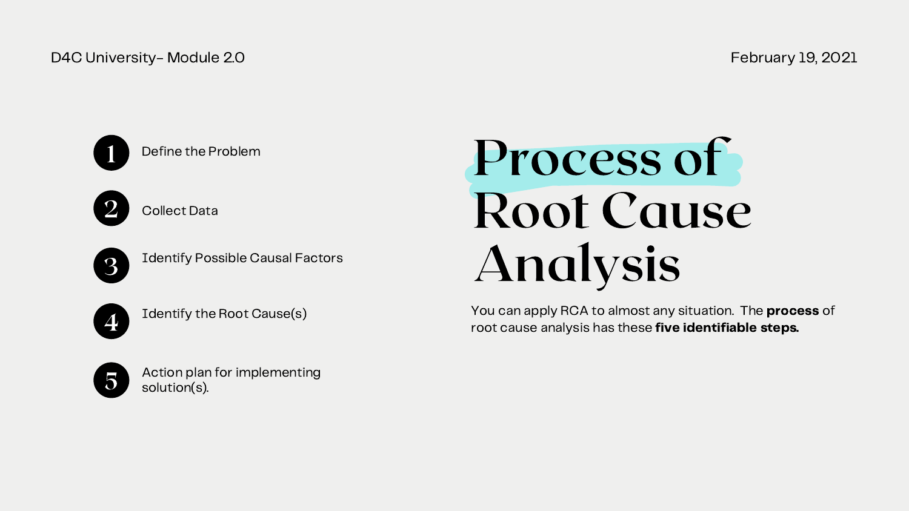# Process of Root Cause Analysis

You can apply RCA to almost any situation. The **process** of root cause analysis has these **five identifiable steps.**

1. Define the Problem
2. Collect Data
3. Identify Possible Causal Factors
4. Identify the Root Cause(s)
5. Action plan for implementing solution(s).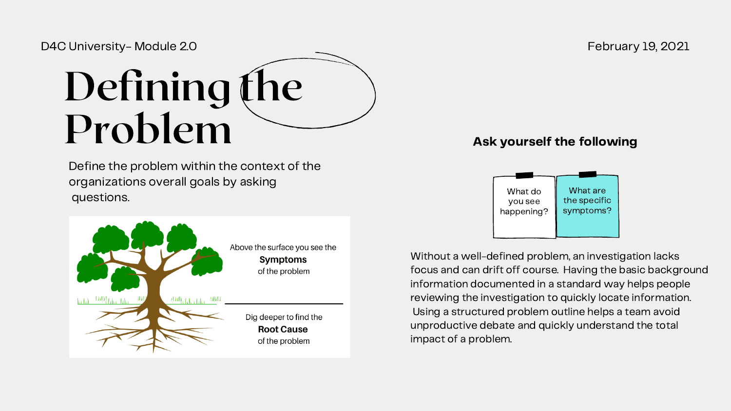D4C University- Module 2.0

February 19, 2021

# Defining the Problem

Define the problem within the context of the organizations overall goals by asking questions.

Above the surface you see the **Symptoms** of the problem

Dig deeper to find the **Root Cause** of the problem

### Ask yourself the following

What do you see happening?

What are the specific symptoms?

Without a well-defined problem, an investigation lacks focus and can drift off course. Having the basic background information documented in a standard way helps people reviewing the investigation to quickly locate information. Using a structured problem outline helps a team avoid unproductive debate and quickly understand the total impact of a problem.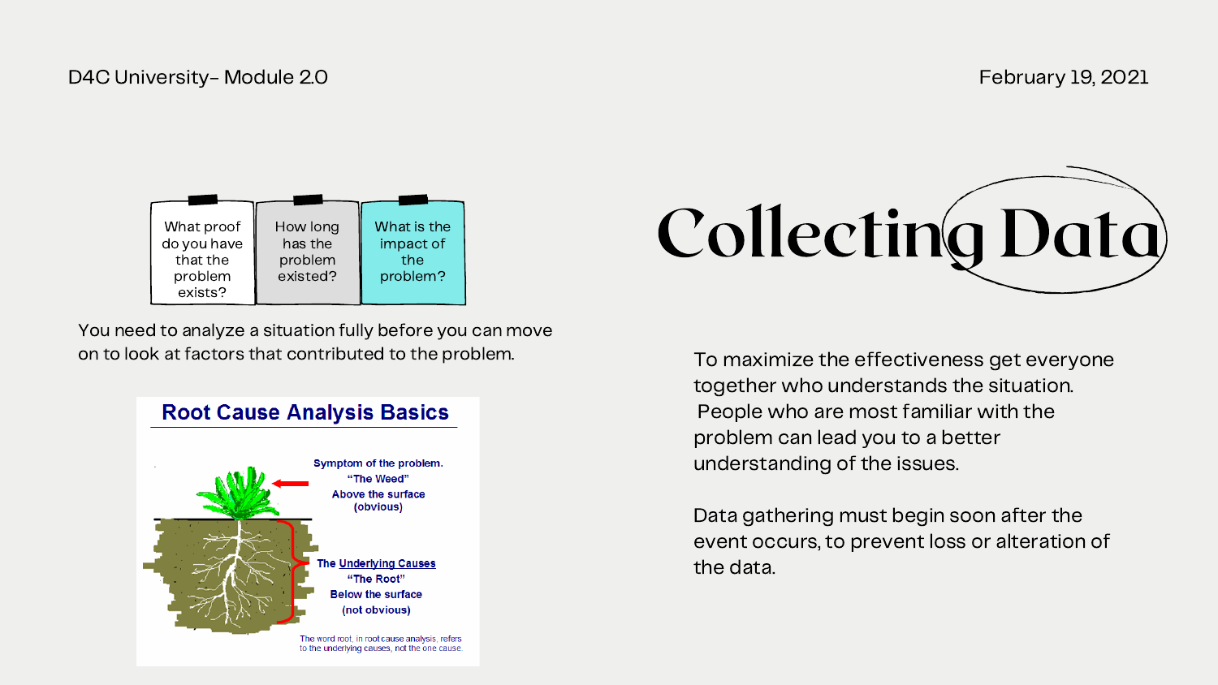# Collecting Data

What proof do you have that the problem exists?

How long has the problem existed?

What is the impact of the problem?

You need to analyze a situation fully before you can move on to look at factors that contributed to the problem.

## Root Cause Analysis Basics

Symptom of the problem. "The Weed" Above the surface (obvious)

The Underlying Causes "The Root" Below the surface (not obvious)

The word root, in root cause analysis, refers to the underlying causes, not the one cause.

To maximize the effectiveness get everyone together who understands the situation. People who are most familiar with the problem can lead you to a better understanding of the issues.

Data gathering must begin soon after the event occurs, to prevent loss or alteration of the data.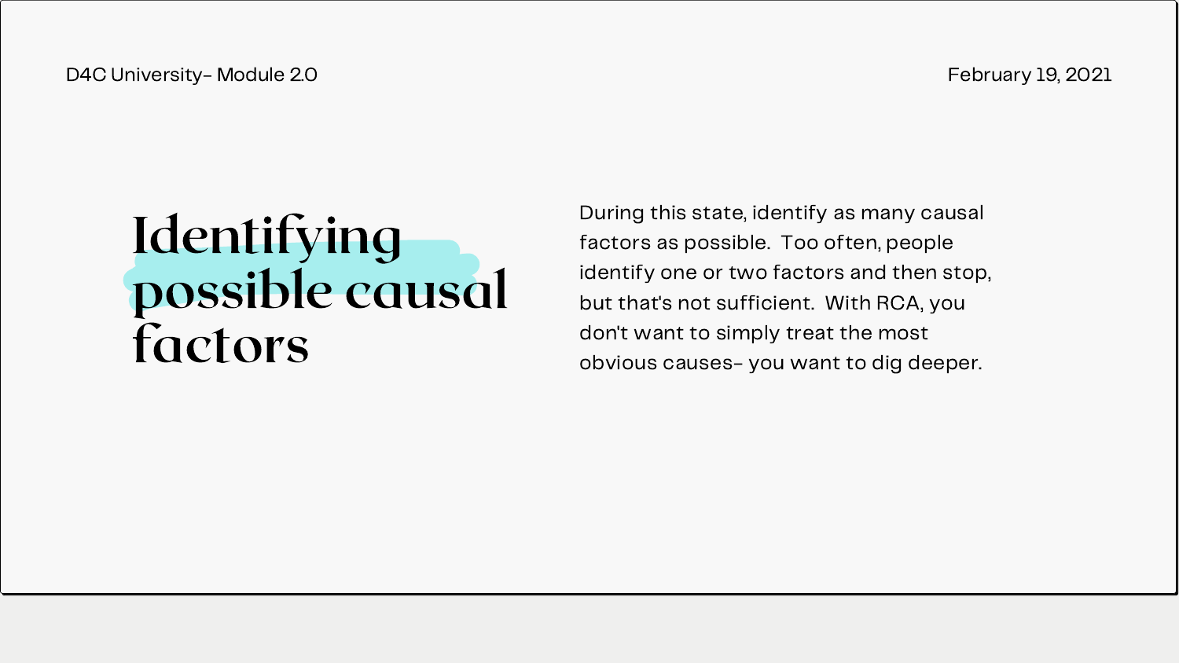# Identifying possible causal factors

During this state, identify as many causal factors as possible. Too often, people identify one or two factors and then stop, but that's not sufficient. With RCA, you don't want to simply treat the most obvious causes- you want to dig deeper.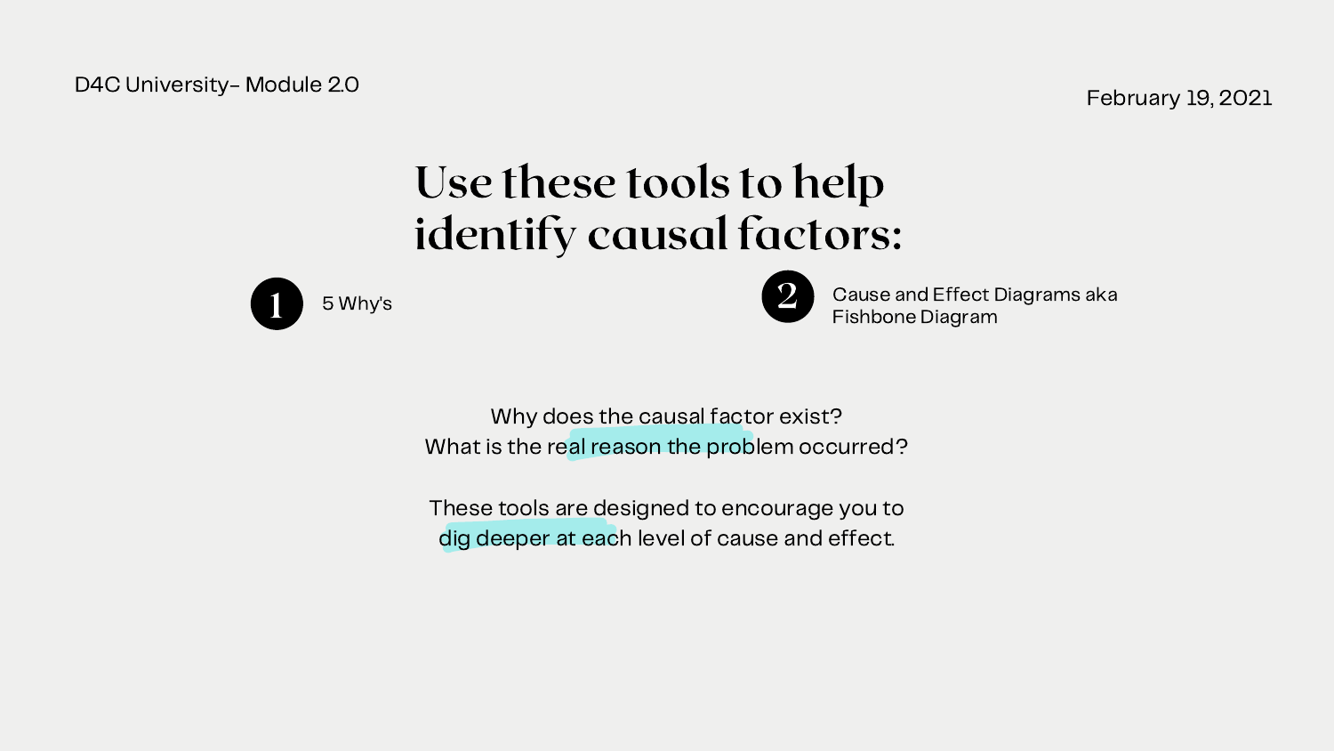# Use these tools to help identify causal factors:

1. 5 Why's
2. Cause and Effect Diagrams aka Fishbone Diagram

Why does the causal factor exist?
What is the real reason the problem occurred?

These tools are designed to encourage you to dig deeper at each level of cause and effect.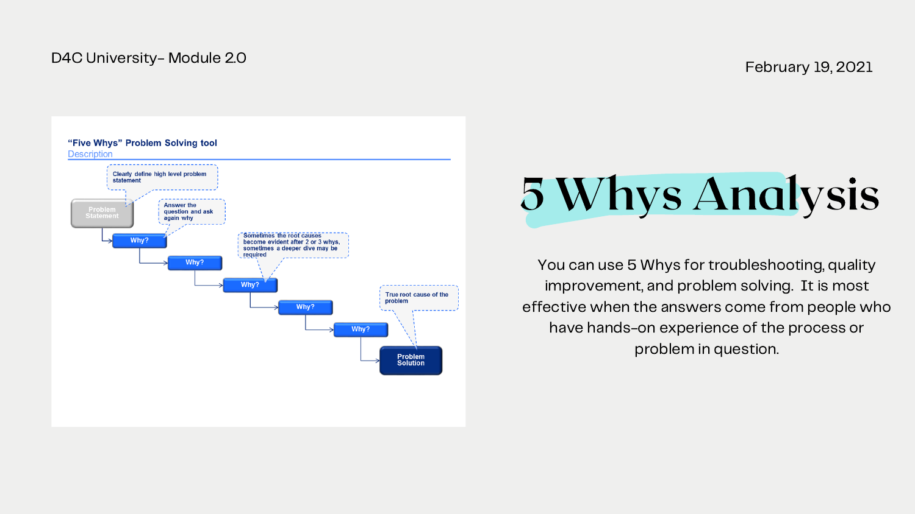D4C University- Module 2.0

February 19, 2021

**"Five Whys" Problem Solving tool**

Description

- Clearly define high level problem statement
- Problem Statement
- Answer the question and ask again why
- Why?
- Why?
- Sometimes the root causes become evident after 2 or 3 whys, sometimes a deeper dive may be required
- Why?
- Why?
- Why?
- True root cause of the problem
- Problem Solution

# 5 Whys Analysis

You can use 5 Whys for troubleshooting, quality improvement, and problem solving. It is most effective when the answers come from people who have hands-on experience of the process or problem in question.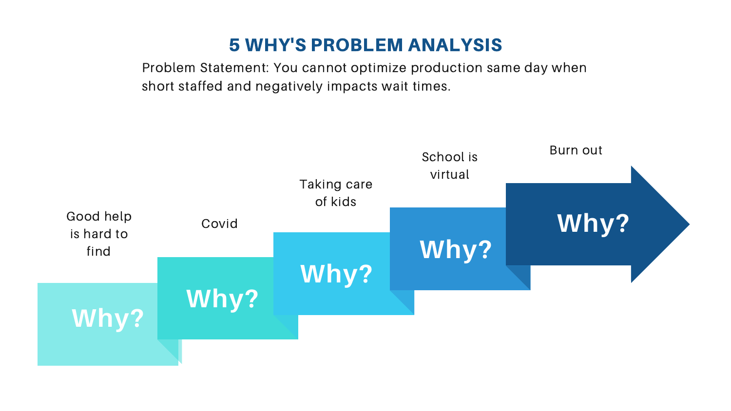# 5 WHY'S PROBLEM ANALYSIS

Problem Statement: You cannot optimize production same day when short staffed and negatively impacts wait times.

1. **Why?** Good help is hard to find
2. **Why?** Covid
3. **Why?** Taking care of kids
4. **Why?** School is virtual
5. **Why?** Burn out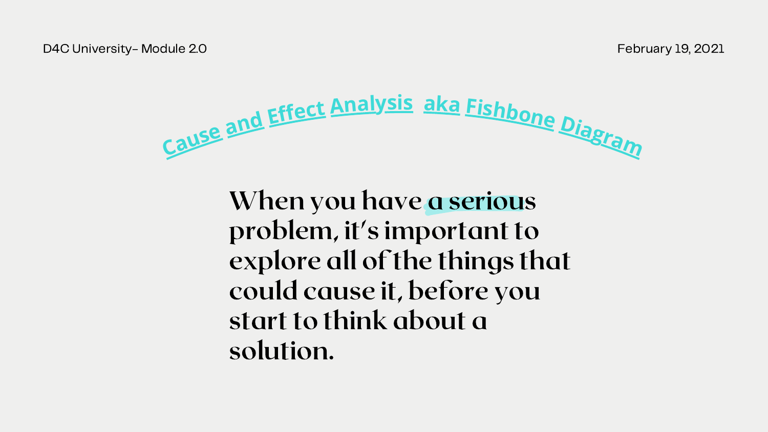## Cause and Effect Analysis aka Fishbone Diagram

When you have a serious problem, it's important to explore all of the things that could cause it, before you start to think about a solution.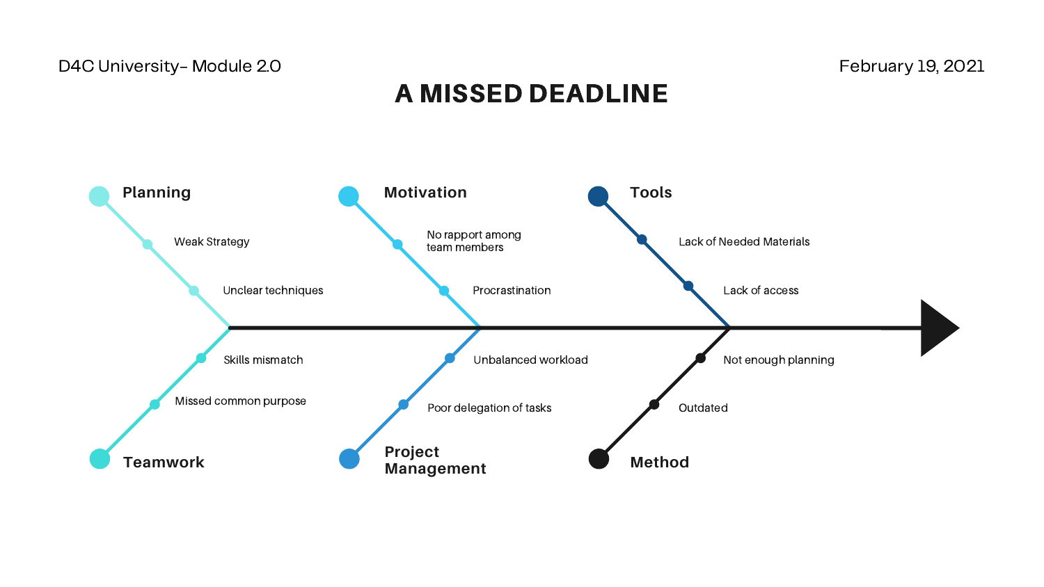D4C University- Module 2.0

February 19, 2021

# A MISSED DEADLINE

### Planning
- Weak Strategy
- Unclear techniques

### Motivation
- No rapport among team members
- Procrastination

### Tools
- Lack of Needed Materials
- Lack of access

### Teamwork
- Skills mismatch
- Missed common purpose

### Project Management
- Unbalanced workload
- Poor delegation of tasks

### Method
- Not enough planning
- Outdated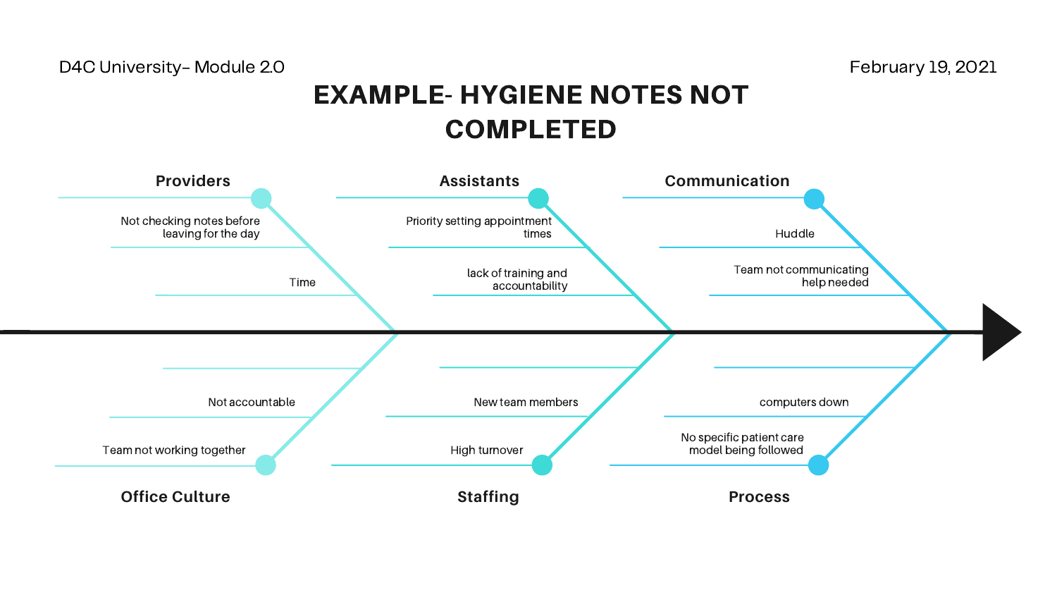D4C University– Module 2.0

February 19, 2021

# EXAMPLE- HYGIENE NOTES NOT COMPLETED

**Providers**

- Not checking notes before leaving for the day
- Time

**Assistants**

- Priority setting appointment times
- lack of training and accountability

**Communication**

- Huddle
- Team not communicating help needed

**Office Culture**

- Not accountable
- Team not working together

**Staffing**

- New team members
- High turnover

**Process**

- computers down
- No specific patient care model being followed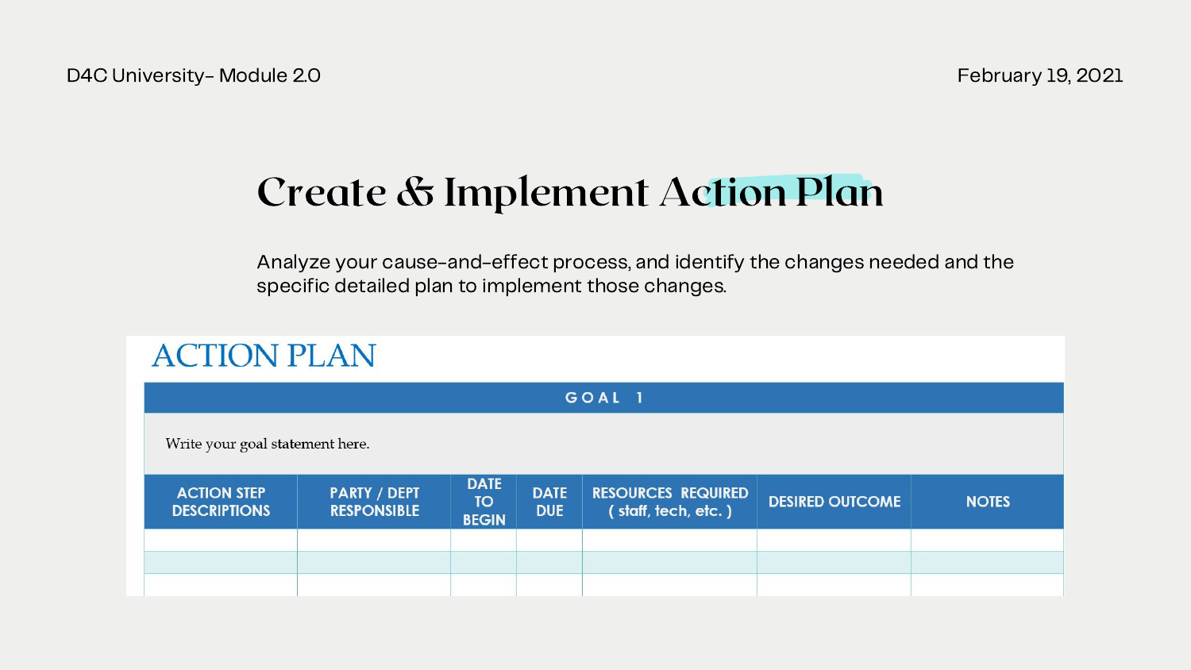# Create & Implement Action Plan

Analyze your cause-and-effect process, and identify the changes needed and the specific detailed plan to implement those changes.

## ACTION PLAN

| GOAL 1 | | | | | | |
|---|---|---|---|---|---|---|
| Write your goal statement here. | | | | | | |
| ACTION STEP DESCRIPTIONS | PARTY / DEPT RESPONSIBLE | DATE TO BEGIN | DATE DUE | RESOURCES REQUIRED ( staff, tech, etc. ) | DESIRED OUTCOME | NOTES |
| | | | | | | |
| | | | | | | |
| | | | | | | |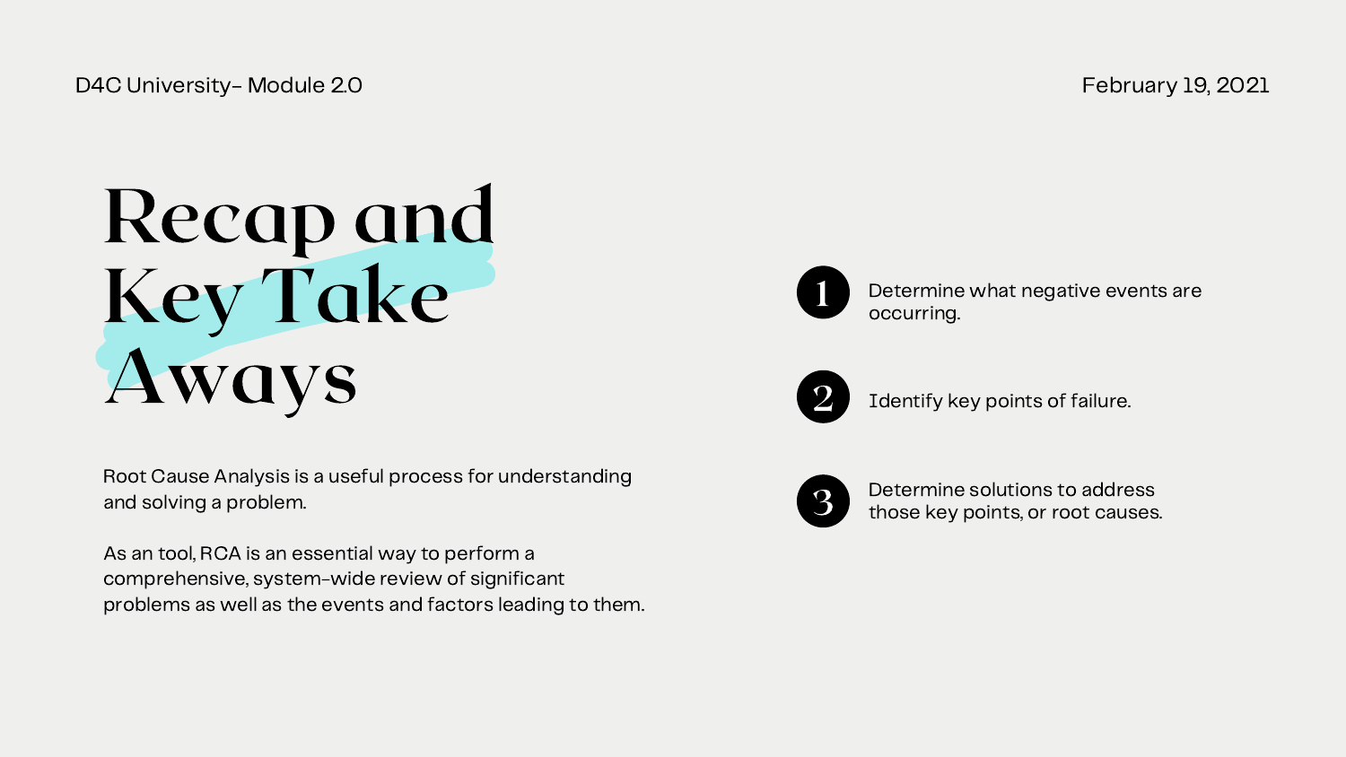D4C University- Module 2.0

February 19, 2021

# Recap and Key Take Aways

Root Cause Analysis is a useful process for understanding and solving a problem.

As an tool, RCA is an essential way to perform a comprehensive, system-wide review of significant problems as well as the events and factors leading to them.

1. Determine what negative events are occurring.
2. Identify key points of failure.
3. Determine solutions to address those key points, or root causes.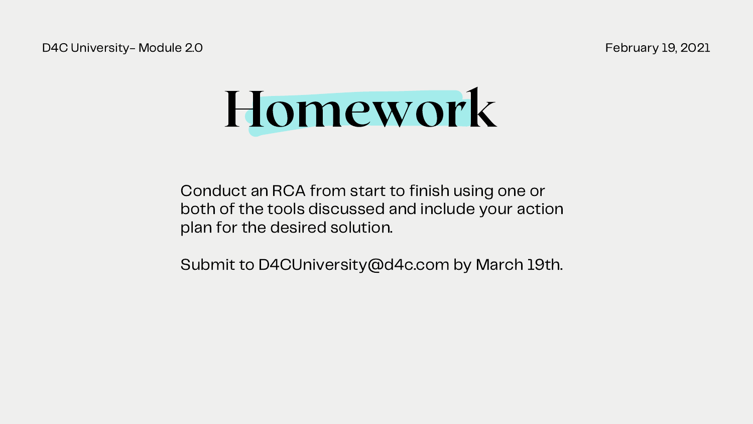D4C University- Module 2.0

February 19, 2021

# Homework

Conduct an RCA from start to finish using one or both of the tools discussed and include your action plan for the desired solution.

Submit to D4CUniversity@d4c.com by March 19th.